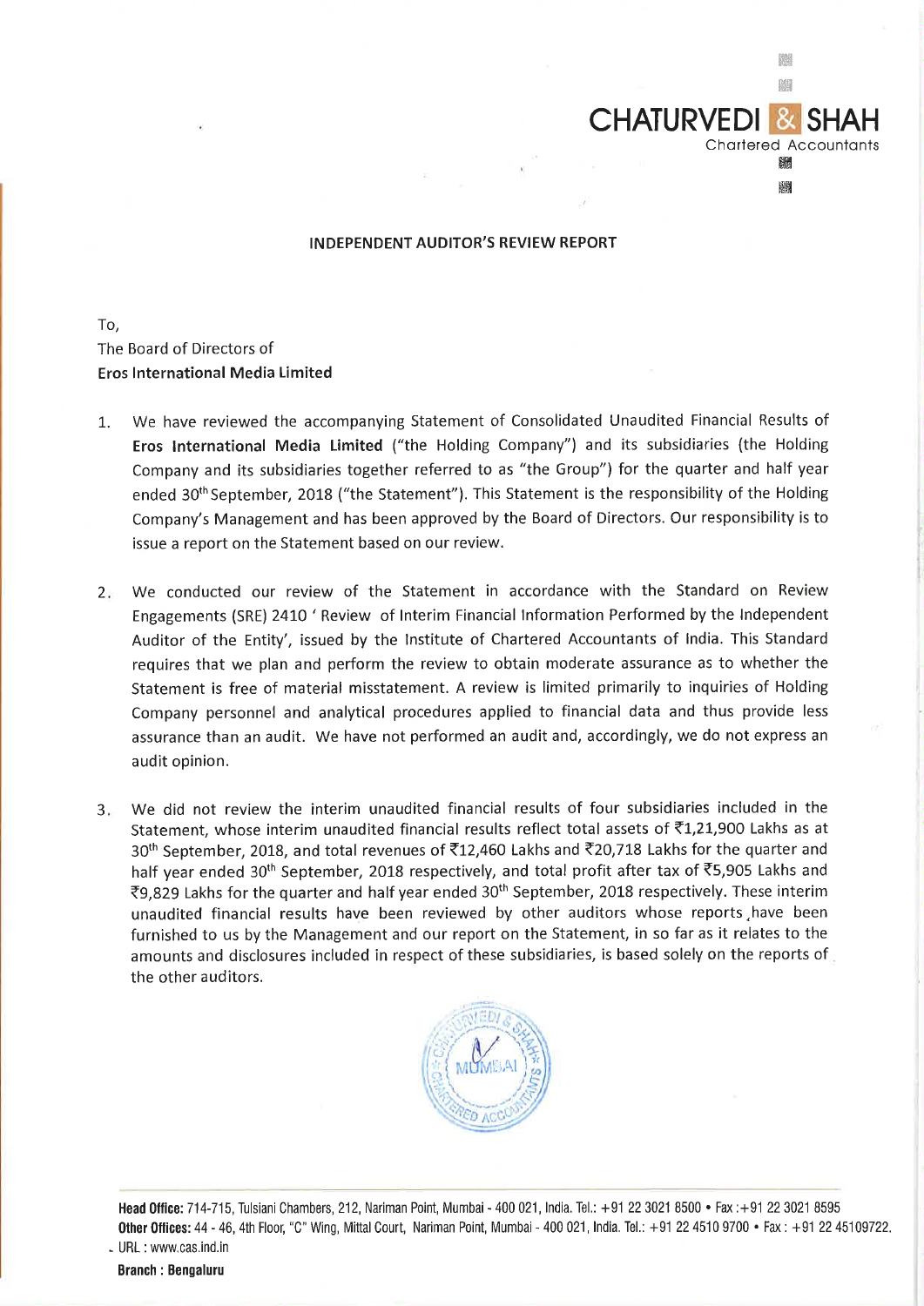**CHATURVEDI & SHAH**
Chartered Accountants

## INDEPENDENT AUDITOR'S REVIEW REPORT

To,
The Board of Directors of
**Eros International Media Limited**

1. We have reviewed the accompanying Statement of Consolidated Unaudited Financial Results of **Eros International Media Limited** ("the Holding Company") and its subsidiaries (the Holding Company and its subsidiaries together referred to as "the Group") for the quarter and half year ended 30th September, 2018 ("the Statement"). This Statement is the responsibility of the Holding Company's Management and has been approved by the Board of Directors. Our responsibility is to issue a report on the Statement based on our review.

2. We conducted our review of the Statement in accordance with the Standard on Review Engagements (SRE) 2410 ' Review of Interim Financial Information Performed by the Independent Auditor of the Entity', issued by the Institute of Chartered Accountants of India. This Standard requires that we plan and perform the review to obtain moderate assurance as to whether the Statement is free of material misstatement. A review is limited primarily to inquiries of Holding Company personnel and analytical procedures applied to financial data and thus provide less assurance than an audit. We have not performed an audit and, accordingly, we do not express an audit opinion.

3. We did not review the interim unaudited financial results of four subsidiaries included in the Statement, whose interim unaudited financial results reflect total assets of ₹1,21,900 Lakhs as at 30th September, 2018, and total revenues of ₹12,460 Lakhs and ₹20,718 Lakhs for the quarter and half year ended 30th September, 2018 respectively, and total profit after tax of ₹5,905 Lakhs and ₹9,829 Lakhs for the quarter and half year ended 30th September, 2018 respectively. These interim unaudited financial results have been reviewed by other auditors whose reports have been furnished to us by the Management and our report on the Statement, in so far as it relates to the amounts and disclosures included in respect of these subsidiaries, is based solely on the reports of the other auditors.

**Head Office:** 714-715, Tulsiani Chambers, 212, Nariman Point, Mumbai - 400 021, India. Tel.: +91 22 3021 8500 • Fax :+91 22 3021 8595
**Other Offices:** 44 - 46, 4th Floor, "C" Wing, Mittal Court, Nariman Point, Mumbai - 400 021, India. Tel.: +91 22 4510 9700 • Fax : +91 22 45109722.
URL : www.cas.ind.in

**Branch : Bengaluru**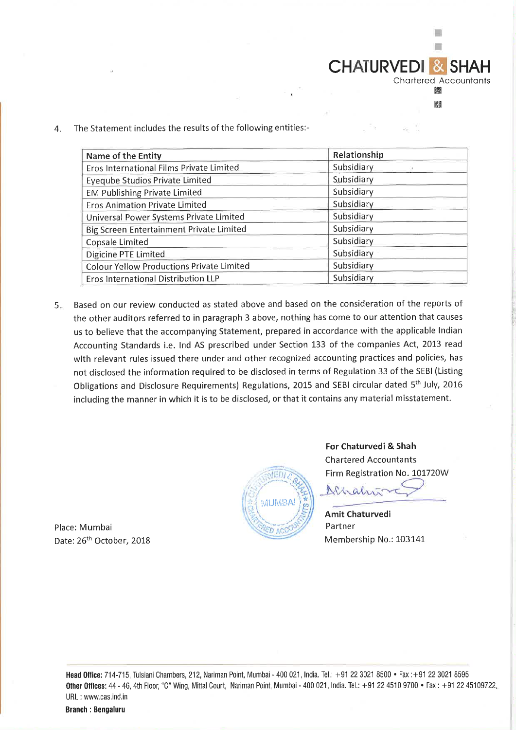4. The Statement includes the results of the following entities:-

| Name of the Entity | Relationship |
|---|---|
| Eros International Films Private Limited | Subsidiary |
| Eyeqube Studios Private Limited | Subsidiary |
| EM Publishing Private Limited | Subsidiary |
| Eros Animation Private Limited | Subsidiary |
| Universal Power Systems Private Limited | Subsidiary |
| Big Screen Entertainment Private Limited | Subsidiary |
| Copsale Limited | Subsidiary |
| Digicine PTE Limited | Subsidiary |
| Colour Yellow Productions Private Limited | Subsidiary |
| Eros International Distribution LLP | Subsidiary |

5. Based on our review conducted as stated above and based on the consideration of the reports of the other auditors referred to in paragraph 3 above, nothing has come to our attention that causes us to believe that the accompanying Statement, prepared in accordance with the applicable Indian Accounting Standards i.e. Ind AS prescribed under Section 133 of the companies Act, 2013 read with relevant rules issued there under and other recognized accounting practices and policies, has not disclosed the information required to be disclosed in terms of Regulation 33 of the SEBI (Listing Obligations and Disclosure Requirements) Regulations, 2015 and SEBI circular dated 5th July, 2016 including the manner in which it is to be disclosed, or that it contains any material misstatement.

**For Chaturvedi & Shah**
Chartered Accountants
Firm Registration No. 101720W

**Amit Chaturvedi**
Partner
Membership No.: 103141

Place: Mumbai
Date: 26th October, 2018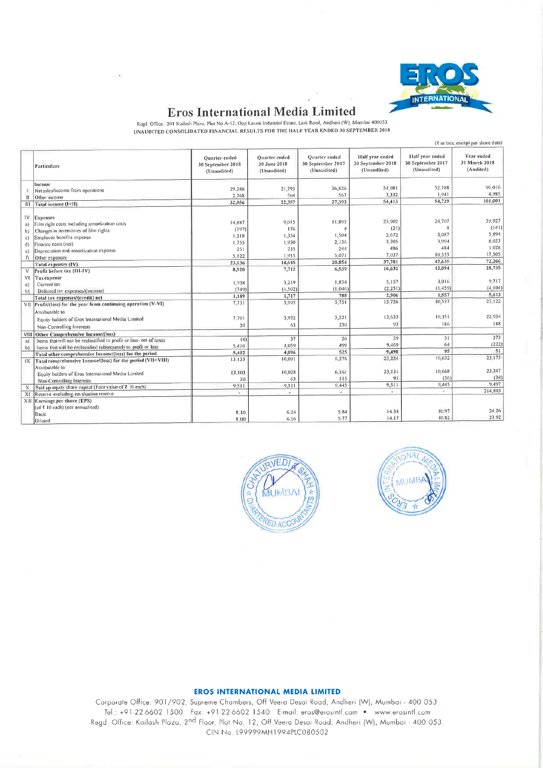# Eros International Media Limited

Regd. Office : 201 Kailash Plaza, Plot No A-12, Opp Laxmi Industrial Estate, Link Road, Andheri (W), Mumbai 400053

UNAUDITED CONSOLIDATED FINANCIAL RESULTS FOR THE HALF YEAR ENDED 30 SEPTEMBER 2018

(₹ in lacs, except per share data)

| | Particulars | Quarter ended 30 September 2018 (Unaudited) | Quarter ended 30 June 2018 (Unaudited) | Quarter ended 30 September 2017 (Unaudited) | Half year ended 30 September 2018 (Unaudited) | Half year ended 30 September 2017 (Unaudited) | Year ended 31 March 2018 (Audited) |
|---|---|---|---|---|---|---|---|
| | Income | | | | | | |
| I | Net sales/income from operations | 29,288 | 21,793 | 26,826 | 51,081 | 52,788 | 96,016 |
| II | Other income | 2,768 | 564 | 567 | 3,332 | 1,941 | 4,985 |
| III | Total income (I+II) | 32,056 | 22,357 | 27,393 | 54,413 | 54,729 | 101,001 |
| IV | Expenses | | | | | | |
| a) | Film right costs including amortization costs | 14,887 | 9,015 | 11,895 | 23,902 | 24,707 | 39,927 |
| b) | Changes in inventories of film rights | (197) | 176 | 4 | (21) | 8 | (141) |
| c) | Employee benefits expense | 1,318 | 1,354 | 1,504 | 2,672 | 3,087 | 5,894 |
| d) | Finance costs (net) | 1,755 | 1,950 | 2,136 | 3,705 | 3,994 | 8,053 |
| e) | Depreciation and amortization expense | 251 | 235 | 244 | 486 | 484 | 1,028 |
| f) | Other expenses | 5,122 | 1,915 | 5,071 | 7,037 | 10,355 | 17,505 |
| | Total expenses (IV) | 23,136 | 14,645 | 20,854 | 37,781 | 42,635 | 72,266 |
| V | Profit before tax (III-IV) | 8,920 | 7,712 | 6,539 | 16,632 | 12,094 | 28,735 |
| VI | Tax expense | | | | | | |
| a) | Current tax | 1,938 | 3,219 | 1,834 | 5,157 | 3,016 | 9,717 |
| b) | Deferred tax expenses/(income) | (749) | (1,502) | (1,046) | (2,251) | (1,459) | (4,104) |
| | Total tax expenses/(credit) net | 1,189 | 1,717 | 788 | 2,906 | 1,557 | 5,613 |
| VII | Profit/(loss) for the year from continuing operation (V-VI) | 7,731 | 5,995 | 5,751 | 13,726 | 10,537 | 23,122 |
| | Attributable to: | | | | | | |
| | Equity holders of Eros International Media Limited | 7,701 | 5,932 | 5,521 | 13,633 | 10,351 | 22,934 |
| | Non-Controlling Interests | 30 | 63 | 230 | 93 | 186 | 188 |
| VIII | Other Comprehensive Income/(loss) | | | | | | |
| a) | Items that will not be reclassified to profit or loss- net of taxes | (8) | 37 | 26 | 29 | 31 | 273 |
| b) | Items that will be reclassified subsequently to profit or loss | 5,410 | 4,059 | 499 | 9,469 | 64 | (222) |
| | Total other comprehensive Income/(loss) for the period | 5,402 | 4,096 | 525 | 9,498 | 95 | 51 |
| IX | Total comprehensive Income/(loss) for the period (VII+VIII) | 13,133 | 10,091 | 6,276 | 23,224 | 10,632 | 23,173 |
| | Attributable to: | | | | | | |
| | Equity holders of Eros International Media Limited | 13,103 | 10,028 | 6,161 | 23,131 | 10,668 | 23,207 |
| | Non-Controlling Interests | 30 | 63 | 115 | 93 | (36) | (34) |
| X | Paid up equity share capital (Face value of ₹ 10 each) | 9,511 | 9,511 | 9,445 | 9,511 | 9,445 | 9,497 |
| XI | Reserve excluding revaluation reserve | - | - | - | - | - | 214,803 |
| XII | Earnings per share (EPS) (of ₹ 10 each) (not annualised) | | | | | | |
| | Basic | 8.10 | 6.24 | 5.84 | 14.34 | 10.97 | 24.26 |
| | Diluted | 8.00 | 6.16 | 5.77 | 14.17 | 10.82 | 23.92 |

**EROS INTERNATIONAL MEDIA LIMITED**

Corporate Office: 901/902, Supreme Chambers, Off Veera Desai Road, Andheri (W), Mumbai - 400 053.
Tel.: +91-22-6602 1500 Fax: +91-22-6602 1540 E-mail: eros@erosintl.com • www.erosintl.com
Regd. Office: Kailash Plaza, 2nd Floor, Plot No. 12, Off Veera Desai Road, Andheri (W), Mumbai - 400 053.
CIN No. L99999MH1994PLC080502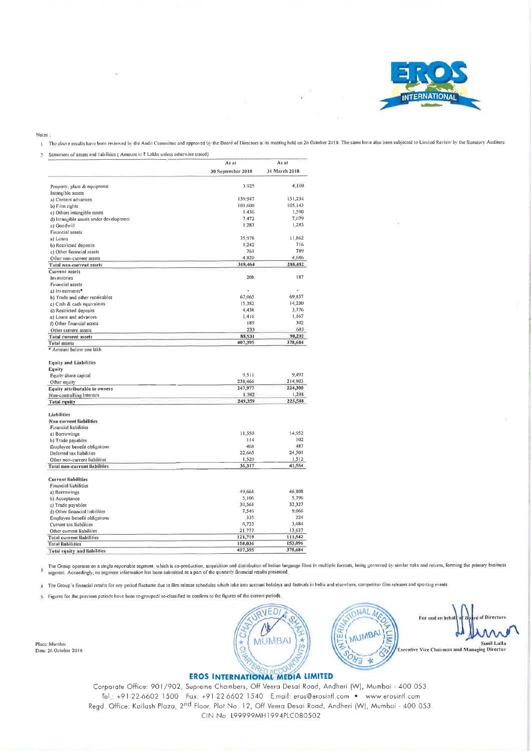Notes :

1. The above results have been reviewed by the Audit Committee and approved by the Board of Directors at its meeting held on 26 October 2018. The same have also been subjected to Limited Review by the Statutory Auditors.

2. Statement of assets and liabilities ( Amount in ₹ Lakhs unless otherwise stated)

| | As at 30 September 2018 | As at 31 March 2018 |
|---|---|---|
| Property, plant & equipment | 3,925 | 4,100 |
| Intangible assets | | |
| a) Content advances | 159,947 | 151,234 |
| b) Film rights | 101,600 | 105,143 |
| c) Others intangible assets | 1,436 | 1,590 |
| d) Intangible assets under development | 7,472 | 7,079 |
| e) Goodwill | 1,283 | 1,283 |
| Financial assets | | |
| a) Loans | 35,978 | 11,862 |
| b) Restricted deposits | 1,242 | 716 |
| c) Other financial assets | 761 | 789 |
| Other non-current assets | 4,820 | 4,686 |
| **Total non-current assets** | **318,464** | **288,482** |
| **Current assets** | | |
| Inventories | 208 | 187 |
| Financial assets | | |
| a) Investments* | - | - |
| b) Trade and other receivables | 67,065 | 69,857 |
| c) Cash & cash equivalents | 15,382 | 14,230 |
| d) Restricted deposits | 4,438 | 3,776 |
| e) Loans and advances | 1,416 | 1,167 |
| f) Other financial assets | 189 | 302 |
| Other current assets | 233 | 683 |
| **Total current assets** | **88,931** | **90,202** |
| **Total assets** | **407,395** | **378,684** |

\* Amount below one lakh

| | As at 30 September 2018 | As at 31 March 2018 |
|---|---|---|
| **Equity and Liabilities** | | |
| **Equity** | | |
| Equity share capital | 9,511 | 9,497 |
| Other equity | 238,466 | 214,803 |
| **Equity attributable to owners** | **247,977** | **224,300** |
| Non-controlling Interests | 1,382 | 1,288 |
| **Total equity** | **249,359** | **225,588** |
| | | |
| **Liabilities** | | |
| **Non-current liabilities** | | |
| Financial liabilities | | |
| a) Borrowings | 11,550 | 14,952 |
| b) Trade payables | 114 | 102 |
| Employee benefit obligations | 468 | 487 |
| Deferred tax liabilities | 22,665 | 24,501 |
| Other non-current liabilities | 1,520 | 1,512 |
| **Total non-current liabilities** | **36,317** | **41,554** |
| | | |
| **Current liabilities** | | |
| Financial liabilities | | |
| a) Borrowings | 49,661 | 46,808 |
| b) Acceptance | 5,106 | 5,796 |
| c) Trade payables | 30,561 | 32,327 |
| d) Other financial liabilities | 7,546 | 9,066 |
| Employee benefit obligations | 335 | 224 |
| Current tax liabilities | 6,733 | 3,684 |
| Other current liabilities | 21,777 | 13,637 |
| **Total current liabilities** | **121,719** | **111,542** |
| **Total liabilities** | **158,036** | **153,096** |
| **Total equity and liabilities** | **407,395** | **378,684** |

3. The Group operates on a single reportable segment, which is co-production, acquisition and distribution of Indian language films in multiple formats, being governed by similar risks and returns, forming the primary business segment. Accordingly, no segment information has been submitted as a part of the quarterly financial results presented.

4. The Group's financial results for any period fluctuate due to film release schedules which take into account holidays and festivals in India and elsewhere, competitor film releases and sporting events.

5. Figures for the previous periods have been re-grouped/ re-classified to confirm to the figures of the current periods.

Place: Mumbai
Date: 26 October 2018

For and on behalf of Board of Directors

Sunil Lulla
Executive Vice Chairman and Managing Director

**EROS INTERNATIONAL MEDIA LIMITED**

Corporate Office: 901/902, Supreme Chambers, Off Veera Desai Road, Andheri (W), Mumbai - 400 053.
Tel.: +91-22-6602 1500 Fax: +91-22-6602 1540 E-mail: eros@erosintl.com • www.erosintl.com
Regd. Office: Kailash Plaza, 2nd Floor, Plot No. 12, Off Veera Desai Road, Andheri (W), Mumbai - 400 053.
CIN No. L99999MH1994PLC080502